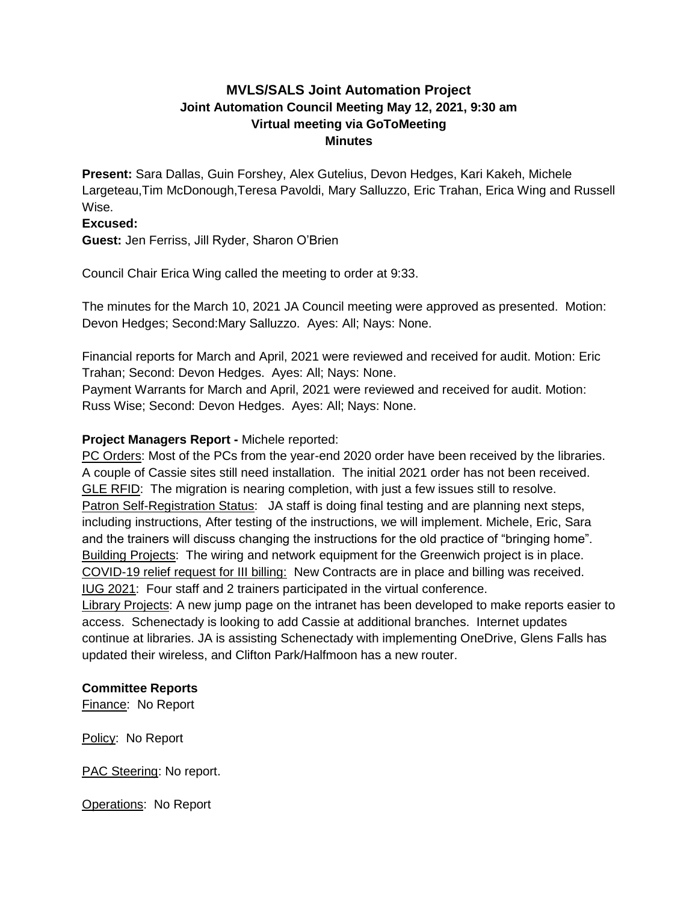# MVLS/SALS Joint Automation Project
## Joint Automation Council Meeting May 12, 2021, 9:30 am
## Virtual meeting via GoToMeeting
## Minutes

**Present:** Sara Dallas, Guin Forshey, Alex Gutelius, Devon Hedges, Kari Kakeh, Michele Largeteau,Tim McDonough,Teresa Pavoldi, Mary Salluzzo, Eric Trahan, Erica Wing and Russell Wise.

**Excused:**

**Guest:** Jen Ferriss, Jill Ryder, Sharon O'Brien

Council Chair Erica Wing called the meeting to order at 9:33.

The minutes for the March 10, 2021 JA Council meeting were approved as presented. Motion: Devon Hedges; Second:Mary Salluzzo. Ayes: All; Nays: None.

Financial reports for March and April, 2021 were reviewed and received for audit. Motion: Eric Trahan; Second: Devon Hedges. Ayes: All; Nays: None.
Payment Warrants for March and April, 2021 were reviewed and received for audit. Motion: Russ Wise; Second: Devon Hedges. Ayes: All; Nays: None.

**Project Managers Report -** Michele reported:

<u>PC Orders</u>: Most of the PCs from the year-end 2020 order have been received by the libraries. A couple of Cassie sites still need installation. The initial 2021 order has not been received.
<u>GLE RFID</u>: The migration is nearing completion, with just a few issues still to resolve.
<u>Patron Self-Registration Status</u>: JA staff is doing final testing and are planning next steps, including instructions, After testing of the instructions, we will implement. Michele, Eric, Sara and the trainers will discuss changing the instructions for the old practice of "bringing home".
<u>Building Projects</u>: The wiring and network equipment for the Greenwich project is in place.
<u>COVID-19 relief request for III billing:</u> New Contracts are in place and billing was received.
<u>IUG 2021</u>: Four staff and 2 trainers participated in the virtual conference.
<u>Library Projects</u>: A new jump page on the intranet has been developed to make reports easier to access. Schenectady is looking to add Cassie at additional branches. Internet updates continue at libraries. JA is assisting Schenectady with implementing OneDrive, Glens Falls has updated their wireless, and Clifton Park/Halfmoon has a new router.

**Committee Reports**

<u>Finance</u>: No Report

<u>Policy</u>: No Report

<u>PAC Steering</u>: No report.

<u>Operations</u>: No Report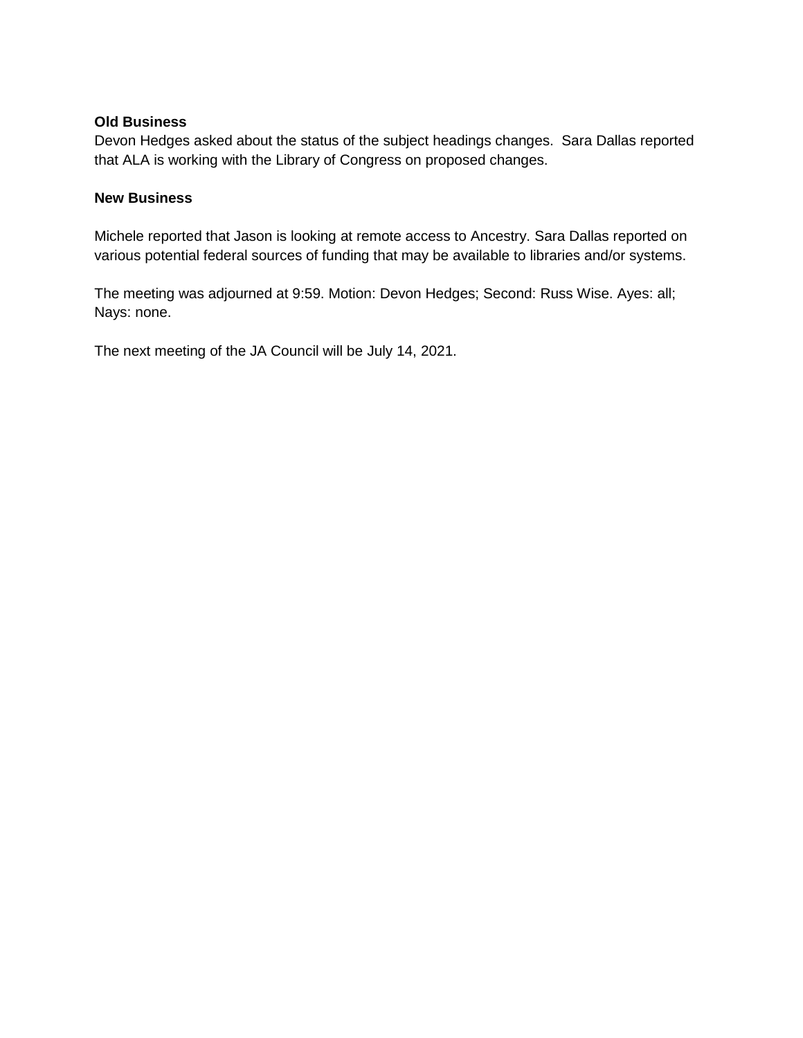**Old Business**

Devon Hedges asked about the status of the subject headings changes. Sara Dallas reported that ALA is working with the Library of Congress on proposed changes.

**New Business**

Michele reported that Jason is looking at remote access to Ancestry. Sara Dallas reported on various potential federal sources of funding that may be available to libraries and/or systems.

The meeting was adjourned at 9:59. Motion: Devon Hedges; Second: Russ Wise. Ayes: all; Nays: none.

The next meeting of the JA Council will be July 14, 2021.